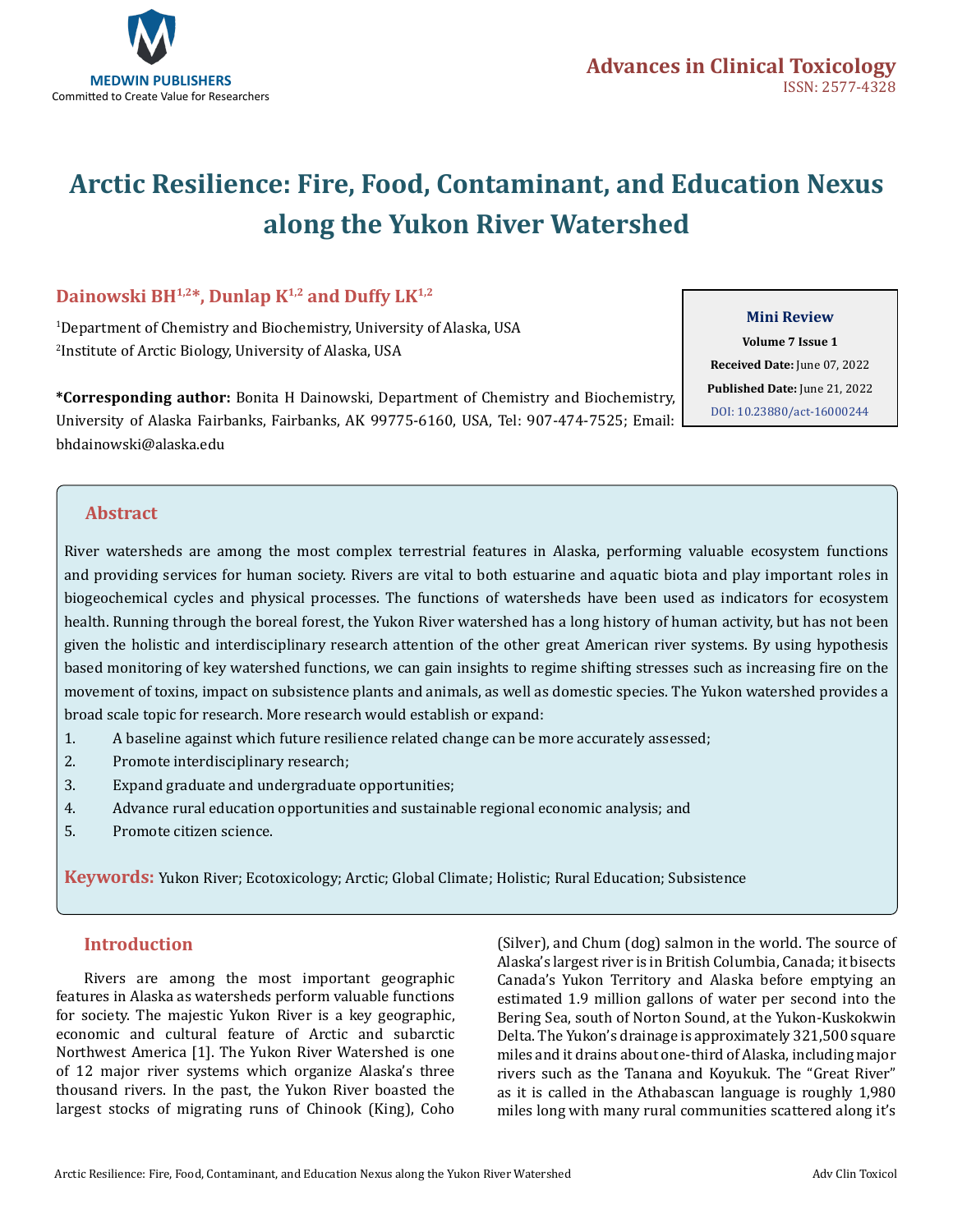MEDWIN PUBLISHERS
Committed to Create Value for Researchers

**Advances in Clinical Toxicology**
ISSN: 2577-4328

# Arctic Resilience: Fire, Food, Contaminant, and Education Nexus along the Yukon River Watershed

**Dainowski BH[1,2]*, Dunlap K[1,2] and Duffy LK[1,2]**

[1]Department of Chemistry and Biochemistry, University of Alaska, USA
[2]Institute of Arctic Biology, University of Alaska, USA

**\*Corresponding author:** Bonita H Dainowski, Department of Chemistry and Biochemistry, University of Alaska Fairbanks, Fairbanks, AK 99775-6160, USA, Tel: 907-474-7525; Email: bhdainowski@alaska.edu

**Mini Review**
**Volume 7 Issue 1**
**Received Date:** June 07, 2022
**Published Date:** June 21, 2022
DOI: 10.23880/act-16000244

## Abstract

River watersheds are among the most complex terrestrial features in Alaska, performing valuable ecosystem functions and providing services for human society. Rivers are vital to both estuarine and aquatic biota and play important roles in biogeochemical cycles and physical processes. The functions of watersheds have been used as indicators for ecosystem health. Running through the boreal forest, the Yukon River watershed has a long history of human activity, but has not been given the holistic and interdisciplinary research attention of the other great American river systems. By using hypothesis based monitoring of key watershed functions, we can gain insights to regime shifting stresses such as increasing fire on the movement of toxins, impact on subsistence plants and animals, as well as domestic species. The Yukon watershed provides a broad scale topic for research. More research would establish or expand:

1. A baseline against which future resilience related change can be more accurately assessed;
2. Promote interdisciplinary research;
3. Expand graduate and undergraduate opportunities;
4. Advance rural education opportunities and sustainable regional economic analysis; and
5. Promote citizen science.

**Keywords:** Yukon River; Ecotoxicology; Arctic; Global Climate; Holistic; Rural Education; Subsistence

## Introduction

Rivers are among the most important geographic features in Alaska as watersheds perform valuable functions for society. The majestic Yukon River is a key geographic, economic and cultural feature of Arctic and subarctic Northwest America [1]. The Yukon River Watershed is one of 12 major river systems which organize Alaska's three thousand rivers. In the past, the Yukon River boasted the largest stocks of migrating runs of Chinook (King), Coho (Silver), and Chum (dog) salmon in the world. The source of Alaska's largest river is in British Columbia, Canada; it bisects Canada's Yukon Territory and Alaska before emptying an estimated 1.9 million gallons of water per second into the Bering Sea, south of Norton Sound, at the Yukon-Kuskokwin Delta. The Yukon's drainage is approximately 321,500 square miles and it drains about one-third of Alaska, including major rivers such as the Tanana and Koyukuk. The "Great River" as it is called in the Athabascan language is roughly 1,980 miles long with many rural communities scattered along it's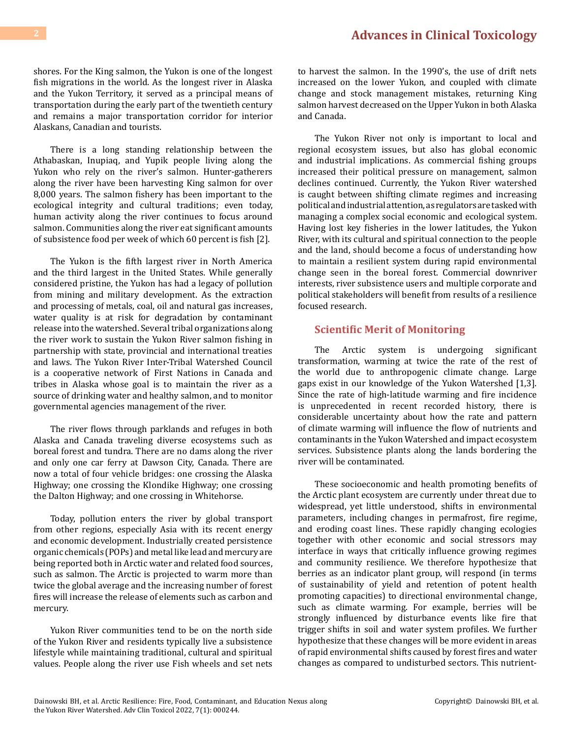shores. For the King salmon, the Yukon is one of the longest fish migrations in the world. As the longest river in Alaska and the Yukon Territory, it served as a principal means of transportation during the early part of the twentieth century and remains a major transportation corridor for interior Alaskans, Canadian and tourists.

There is a long standing relationship between the Athabaskan, Inupiaq, and Yupik people living along the Yukon who rely on the river's salmon. Hunter-gatherers along the river have been harvesting King salmon for over 8,000 years. The salmon fishery has been important to the ecological integrity and cultural traditions; even today, human activity along the river continues to focus around salmon. Communities along the river eat significant amounts of subsistence food per week of which 60 percent is fish [2].

The Yukon is the fifth largest river in North America and the third largest in the United States. While generally considered pristine, the Yukon has had a legacy of pollution from mining and military development. As the extraction and processing of metals, coal, oil and natural gas increases, water quality is at risk for degradation by contaminant release into the watershed. Several tribal organizations along the river work to sustain the Yukon River salmon fishing in partnership with state, provincial and international treaties and laws. The Yukon River Inter-Tribal Watershed Council is a cooperative network of First Nations in Canada and tribes in Alaska whose goal is to maintain the river as a source of drinking water and healthy salmon, and to monitor governmental agencies management of the river.

The river flows through parklands and refuges in both Alaska and Canada traveling diverse ecosystems such as boreal forest and tundra. There are no dams along the river and only one car ferry at Dawson City, Canada. There are now a total of four vehicle bridges: one crossing the Alaska Highway; one crossing the Klondike Highway; one crossing the Dalton Highway; and one crossing in Whitehorse.

Today, pollution enters the river by global transport from other regions, especially Asia with its recent energy and economic development. Industrially created persistence organic chemicals (POPs) and metal like lead and mercury are being reported both in Arctic water and related food sources, such as salmon. The Arctic is projected to warm more than twice the global average and the increasing number of forest fires will increase the release of elements such as carbon and mercury.

Yukon River communities tend to be on the north side of the Yukon River and residents typically live a subsistence lifestyle while maintaining traditional, cultural and spiritual values. People along the river use Fish wheels and set nets to harvest the salmon. In the 1990's, the use of drift nets increased on the lower Yukon, and coupled with climate change and stock management mistakes, returning King salmon harvest decreased on the Upper Yukon in both Alaska and Canada.

The Yukon River not only is important to local and regional ecosystem issues, but also has global economic and industrial implications. As commercial fishing groups increased their political pressure on management, salmon declines continued. Currently, the Yukon River watershed is caught between shifting climate regimes and increasing political and industrial attention, as regulators are tasked with managing a complex social economic and ecological system. Having lost key fisheries in the lower latitudes, the Yukon River, with its cultural and spiritual connection to the people and the land, should become a focus of understanding how to maintain a resilient system during rapid environmental change seen in the boreal forest. Commercial downriver interests, river subsistence users and multiple corporate and political stakeholders will benefit from results of a resilience focused research.

## Scientific Merit of Monitoring

The Arctic system is undergoing significant transformation, warming at twice the rate of the rest of the world due to anthropogenic climate change. Large gaps exist in our knowledge of the Yukon Watershed [1,3]. Since the rate of high-latitude warming and fire incidence is unprecedented in recent recorded history, there is considerable uncertainty about how the rate and pattern of climate warming will influence the flow of nutrients and contaminants in the Yukon Watershed and impact ecosystem services. Subsistence plants along the lands bordering the river will be contaminated.

These socioeconomic and health promoting benefits of the Arctic plant ecosystem are currently under threat due to widespread, yet little understood, shifts in environmental parameters, including changes in permafrost, fire regime, and eroding coast lines. These rapidly changing ecologies together with other economic and social stressors may interface in ways that critically influence growing regimes and community resilience. We therefore hypothesize that berries as an indicator plant group, will respond (in terms of sustainability of yield and retention of potent health promoting capacities) to directional environmental change, such as climate warming. For example, berries will be strongly influenced by disturbance events like fire that trigger shifts in soil and water system profiles. We further hypothesize that these changes will be more evident in areas of rapid environmental shifts caused by forest fires and water changes as compared to undisturbed sectors. This nutrient-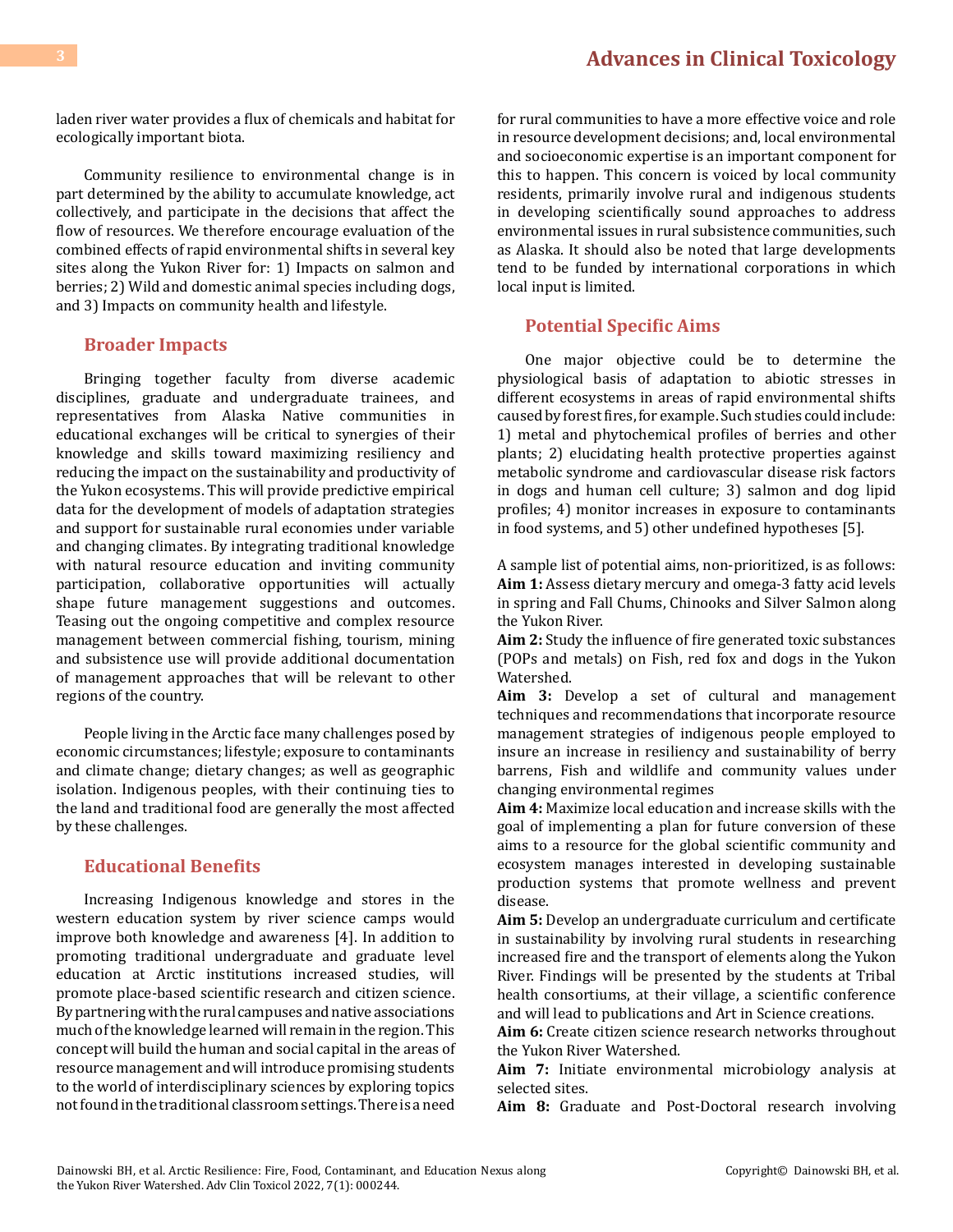laden river water provides a flux of chemicals and habitat for ecologically important biota.

Community resilience to environmental change is in part determined by the ability to accumulate knowledge, act collectively, and participate in the decisions that affect the flow of resources. We therefore encourage evaluation of the combined effects of rapid environmental shifts in several key sites along the Yukon River for: 1) Impacts on salmon and berries; 2) Wild and domestic animal species including dogs, and 3) Impacts on community health and lifestyle.

## Broader Impacts

Bringing together faculty from diverse academic disciplines, graduate and undergraduate trainees, and representatives from Alaska Native communities in educational exchanges will be critical to synergies of their knowledge and skills toward maximizing resiliency and reducing the impact on the sustainability and productivity of the Yukon ecosystems. This will provide predictive empirical data for the development of models of adaptation strategies and support for sustainable rural economies under variable and changing climates. By integrating traditional knowledge with natural resource education and inviting community participation, collaborative opportunities will actually shape future management suggestions and outcomes. Teasing out the ongoing competitive and complex resource management between commercial fishing, tourism, mining and subsistence use will provide additional documentation of management approaches that will be relevant to other regions of the country.

People living in the Arctic face many challenges posed by economic circumstances; lifestyle; exposure to contaminants and climate change; dietary changes; as well as geographic isolation. Indigenous peoples, with their continuing ties to the land and traditional food are generally the most affected by these challenges.

## Educational Benefits

Increasing Indigenous knowledge and stores in the western education system by river science camps would improve both knowledge and awareness [4]. In addition to promoting traditional undergraduate and graduate level education at Arctic institutions increased studies, will promote place-based scientific research and citizen science. By partnering with the rural campuses and native associations much of the knowledge learned will remain in the region. This concept will build the human and social capital in the areas of resource management and will introduce promising students to the world of interdisciplinary sciences by exploring topics not found in the traditional classroom settings. There is a need for rural communities to have a more effective voice and role in resource development decisions; and, local environmental and socioeconomic expertise is an important component for this to happen. This concern is voiced by local community residents, primarily involve rural and indigenous students in developing scientifically sound approaches to address environmental issues in rural subsistence communities, such as Alaska. It should also be noted that large developments tend to be funded by international corporations in which local input is limited.

## Potential Specific Aims

One major objective could be to determine the physiological basis of adaptation to abiotic stresses in different ecosystems in areas of rapid environmental shifts caused by forest fires, for example. Such studies could include: 1) metal and phytochemical profiles of berries and other plants; 2) elucidating health protective properties against metabolic syndrome and cardiovascular disease risk factors in dogs and human cell culture; 3) salmon and dog lipid profiles; 4) monitor increases in exposure to contaminants in food systems, and 5) other undefined hypotheses [5].

A sample list of potential aims, non-prioritized, is as follows:

**Aim 1:** Assess dietary mercury and omega-3 fatty acid levels in spring and Fall Chums, Chinooks and Silver Salmon along the Yukon River.

**Aim 2:** Study the influence of fire generated toxic substances (POPs and metals) on Fish, red fox and dogs in the Yukon Watershed.

**Aim 3:** Develop a set of cultural and management techniques and recommendations that incorporate resource management strategies of indigenous people employed to insure an increase in resiliency and sustainability of berry barrens, Fish and wildlife and community values under changing environmental regimes

**Aim 4:** Maximize local education and increase skills with the goal of implementing a plan for future conversion of these aims to a resource for the global scientific community and ecosystem manages interested in developing sustainable production systems that promote wellness and prevent disease.

**Aim 5:** Develop an undergraduate curriculum and certificate in sustainability by involving rural students in researching increased fire and the transport of elements along the Yukon River. Findings will be presented by the students at Tribal health consortiums, at their village, a scientific conference and will lead to publications and Art in Science creations.

**Aim 6:** Create citizen science research networks throughout the Yukon River Watershed.

**Aim 7:** Initiate environmental microbiology analysis at selected sites.

**Aim 8:** Graduate and Post-Doctoral research involving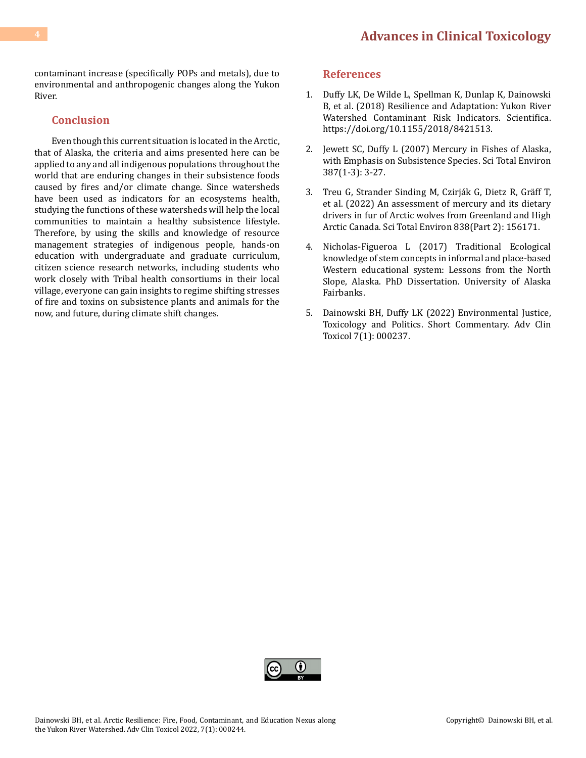contaminant increase (specifically POPs and metals), due to environmental and anthropogenic changes along the Yukon River.

## Conclusion

Even though this current situation is located in the Arctic, that of Alaska, the criteria and aims presented here can be applied to any and all indigenous populations throughout the world that are enduring changes in their subsistence foods caused by fires and/or climate change. Since watersheds have been used as indicators for an ecosystems health, studying the functions of these watersheds will help the local communities to maintain a healthy subsistence lifestyle. Therefore, by using the skills and knowledge of resource management strategies of indigenous people, hands-on education with undergraduate and graduate curriculum, citizen science research networks, including students who work closely with Tribal health consortiums in their local village, everyone can gain insights to regime shifting stresses of fire and toxins on subsistence plants and animals for the now, and future, during climate shift changes.

## References

1. Duffy LK, De Wilde L, Spellman K, Dunlap K, Dainowski B, et al. (2018) Resilience and Adaptation: Yukon River Watershed Contaminant Risk Indicators. Scientifica. https://doi.org/10.1155/2018/8421513.

2. Jewett SC, Duffy L (2007) Mercury in Fishes of Alaska, with Emphasis on Subsistence Species. Sci Total Environ 387(1-3): 3-27.

3. Treu G, Strander Sinding M, Czirják G, Dietz R, Gräff T, et al. (2022) An assessment of mercury and its dietary drivers in fur of Arctic wolves from Greenland and High Arctic Canada. Sci Total Environ 838(Part 2): 156171.

4. Nicholas-Figueroa L (2017) Traditional Ecological knowledge of stem concepts in informal and place-based Western educational system: Lessons from the North Slope, Alaska. PhD Dissertation. University of Alaska Fairbanks.

5. Dainowski BH, Duffy LK (2022) Environmental Justice, Toxicology and Politics. Short Commentary. Adv Clin Toxicol 7(1): 000237.